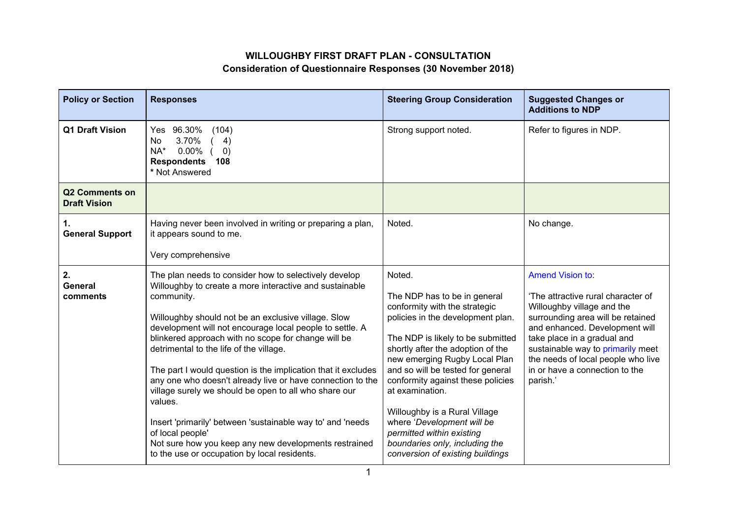**WILLOUGHBY FIRST DRAFT PLAN - CONSULTATION**
**Consideration of Questionnaire Responses (30 November 2018)**

| Policy or Section | Responses | Steering Group Consideration | Suggested Changes or Additions to NDP |
|---|---|---|---|
| **Q1 Draft Vision** | Yes 96.30% (104)<br>No 3.70% ( 4)<br>NA* 0.00% ( 0)<br>**Respondents 108**<br>* Not Answered | Strong support noted. | Refer to figures in NDP. |
| **Q2 Comments on Draft Vision** | | | |
| **1. General Support** | Having never been involved in writing or preparing a plan, it appears sound to me.<br><br>Very comprehensive | Noted. | No change. |
| **2. General comments** | The plan needs to consider how to selectively develop Willoughby to create a more interactive and sustainable community.<br><br>Willoughby should not be an exclusive village. Slow development will not encourage local people to settle. A blinkered approach with no scope for change will be detrimental to the life of the village.<br><br>The part I would question is the implication that it excludes any one who doesn't already live or have connection to the village surely we should be open to all who share our values.<br><br>Insert 'primarily' between 'sustainable way to' and 'needs of local people'<br>Not sure how you keep any new developments restrained to the use or occupation by local residents. | Noted.<br><br>The NDP has to be in general conformity with the strategic policies in the development plan.<br><br>The NDP is likely to be submitted shortly after the adoption of the new emerging Rugby Local Plan and so will be tested for general conformity against these policies at examination.<br><br>Willoughby is a Rural Village where '*Development will be permitted within existing boundaries only, including the conversion of existing buildings* | Amend Vision to:<br><br>'The attractive rural character of Willoughby village and the surrounding area will be retained and enhanced. Development will take place in a gradual and sustainable way to primarily meet the needs of local people who live in or have a connection to the parish.' |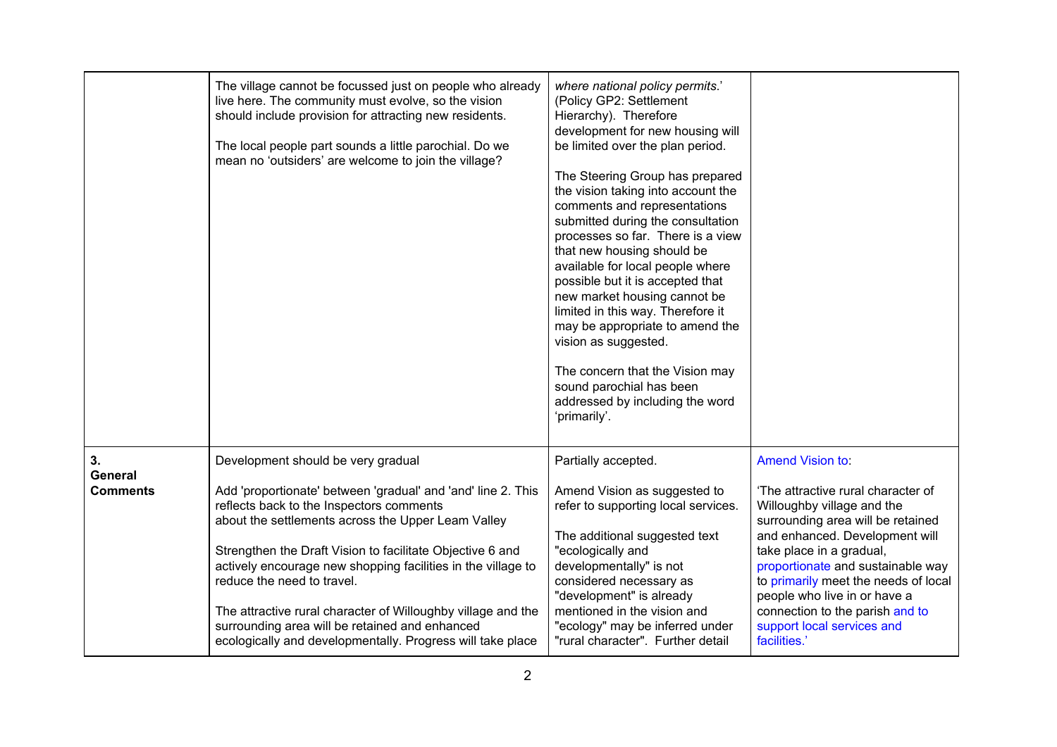| | | | |
|---|---|---|---|
| | The village cannot be focussed just on people who already live here. The community must evolve, so the vision should include provision for attracting new residents.<br><br>The local people part sounds a little parochial. Do we mean no 'outsiders' are welcome to join the village? | *where national policy permits*.' (Policy GP2: Settlement Hierarchy). Therefore development for new housing will be limited over the plan period.<br><br>The Steering Group has prepared the vision taking into account the comments and representations submitted during the consultation processes so far. There is a view that new housing should be available for local people where possible but it is accepted that new market housing cannot be limited in this way. Therefore it may be appropriate to amend the vision as suggested.<br><br>The concern that the Vision may sound parochial has been addressed by including the word 'primarily'. | |
| **3. General Comments** | Development should be very gradual<br><br>Add 'proportionate' between 'gradual' and 'and' line 2. This reflects back to the Inspectors comments about the settlements across the Upper Leam Valley<br><br>Strengthen the Draft Vision to facilitate Objective 6 and actively encourage new shopping facilities in the village to reduce the need to travel.<br><br>The attractive rural character of Willoughby village and the surrounding area will be retained and enhanced ecologically and developmentally. Progress will take place | Partially accepted.<br><br>Amend Vision as suggested to refer to supporting local services.<br><br>The additional suggested text "ecologically and developmentally" is not considered necessary as "development" is already mentioned in the vision and "ecology" may be inferred under "rural character". Further detail | Amend Vision to:<br><br>'The attractive rural character of Willoughby village and the surrounding area will be retained and enhanced. Development will take place in a gradual, proportionate and sustainable way to primarily meet the needs of local people who live in or have a connection to the parish and to support local services and facilities.' |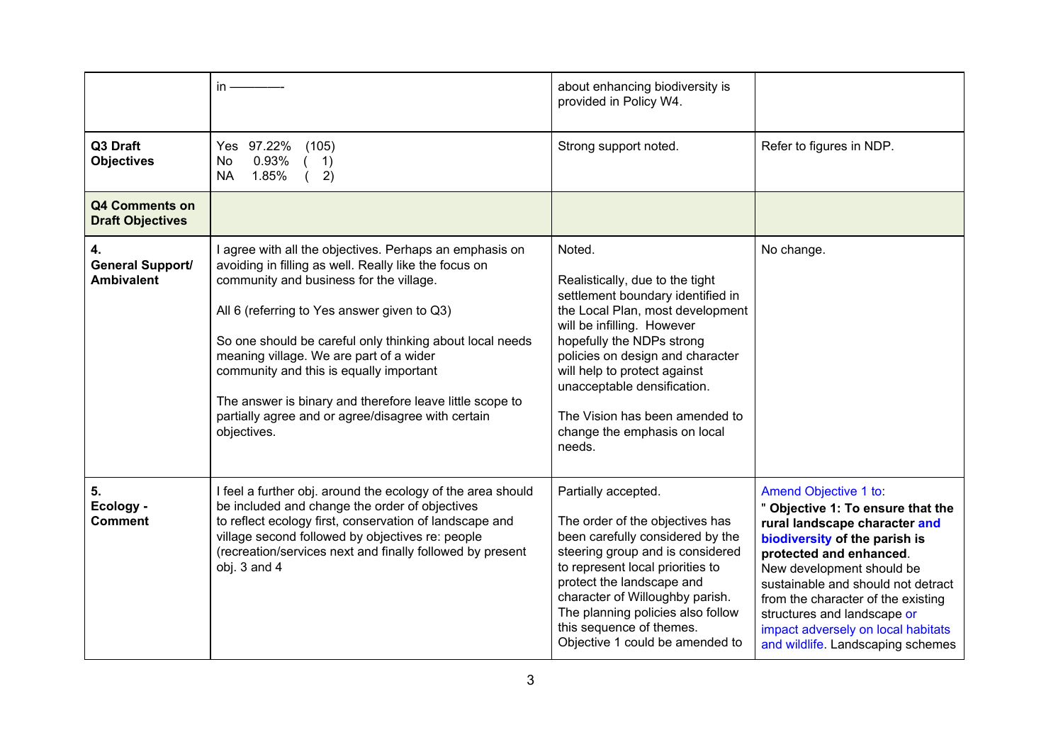| | | | |
|---|---|---|---|
| | in ———- | about enhancing biodiversity is provided in Policy W4. | |
| **Q3 Draft Objectives** | Yes 97.22% (105)<br>No 0.93% ( 1)<br>NA 1.85% ( 2) | Strong support noted. | Refer to figures in NDP. |
| **Q4 Comments on Draft Objectives** | | | |
| **4. General Support/ Ambivalent** | I agree with all the objectives. Perhaps an emphasis on avoiding in filling as well. Really like the focus on community and business for the village.<br><br>All 6 (referring to Yes answer given to Q3)<br><br>So one should be careful only thinking about local needs meaning village. We are part of a wider community and this is equally important<br><br>The answer is binary and therefore leave little scope to partially agree and or agree/disagree with certain objectives. | Noted.<br><br>Realistically, due to the tight settlement boundary identified in the Local Plan, most development will be infilling. However hopefully the NDPs strong policies on design and character will help to protect against unacceptable densification.<br><br>The Vision has been amended to change the emphasis on local needs. | No change. |
| **5. Ecology - Comment** | I feel a further obj. around the ecology of the area should be included and change the order of objectives to reflect ecology first, conservation of landscape and village second followed by objectives re: people (recreation/services next and finally followed by present obj. 3 and 4 | Partially accepted.<br><br>The order of the objectives has been carefully considered by the steering group and is considered to represent local priorities to protect the landscape and character of Willoughby parish. The planning policies also follow this sequence of themes. Objective 1 could be amended to | Amend Objective 1 to:<br>" **Objective 1: To ensure that the rural landscape character and biodiversity of the parish is protected and enhanced**.<br>New development should be sustainable and should not detract from the character of the existing structures and landscape or impact adversely on local habitats and wildlife. Landscaping schemes |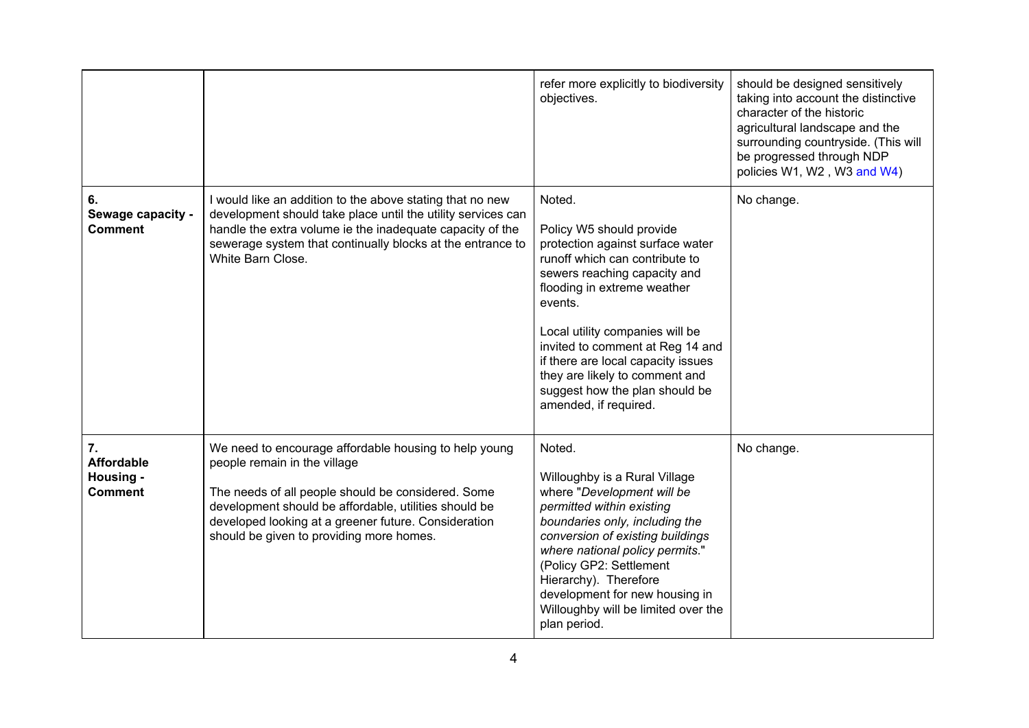| | | | |
|---|---|---|---|
| | | refer more explicitly to biodiversity objectives. | should be designed sensitively taking into account the distinctive character of the historic agricultural landscape and the surrounding countryside. (This will be progressed through NDP policies W1, W2 , W3 and W4) |
| **6. Sewage capacity - Comment** | I would like an addition to the above stating that no new development should take place until the utility services can handle the extra volume ie the inadequate capacity of the sewerage system that continually blocks at the entrance to White Barn Close. | Noted.<br><br>Policy W5 should provide protection against surface water runoff which can contribute to sewers reaching capacity and flooding in extreme weather events.<br><br>Local utility companies will be invited to comment at Reg 14 and if there are local capacity issues they are likely to comment and suggest how the plan should be amended, if required. | No change. |
| **7. Affordable Housing - Comment** | We need to encourage affordable housing to help young people remain in the village<br><br>The needs of all people should be considered. Some development should be affordable, utilities should be developed looking at a greener future. Consideration should be given to providing more homes. | Noted.<br><br>Willoughby is a Rural Village where "*Development will be permitted within existing boundaries only, including the conversion of existing buildings where national policy permits.*" (Policy GP2: Settlement Hierarchy). Therefore development for new housing in Willoughby will be limited over the plan period. | No change. |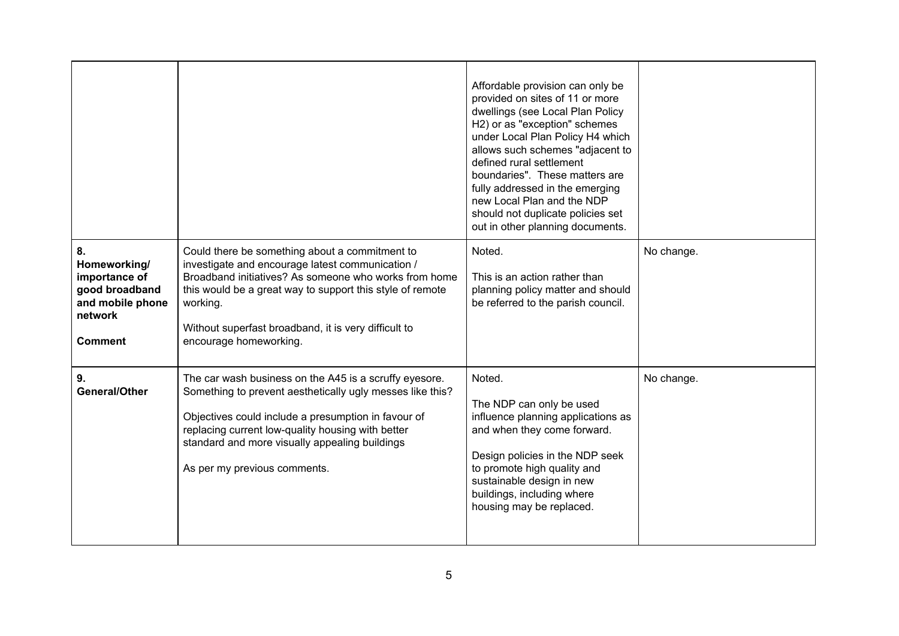| | | | |
|---|---|---|---|
| | | Affordable provision can only be provided on sites of 11 or more dwellings (see Local Plan Policy H2) or as "exception" schemes under Local Plan Policy H4 which allows such schemes "adjacent to defined rural settlement boundaries". These matters are fully addressed in the emerging new Local Plan and the NDP should not duplicate policies set out in other planning documents. | |
| **8. Homeworking/ importance of good broadband and mobile phone network**<br><br>**Comment** | Could there be something about a commitment to investigate and encourage latest communication / Broadband initiatives? As someone who works from home this would be a great way to support this style of remote working.<br><br>Without superfast broadband, it is very difficult to encourage homeworking. | Noted.<br><br>This is an action rather than planning policy matter and should be referred to the parish council. | No change. |
| **9. General/Other** | The car wash business on the A45 is a scruffy eyesore. Something to prevent aesthetically ugly messes like this?<br><br>Objectives could include a presumption in favour of replacing current low-quality housing with better standard and more visually appealing buildings<br><br>As per my previous comments. | Noted.<br><br>The NDP can only be used influence planning applications as and when they come forward.<br><br>Design policies in the NDP seek to promote high quality and sustainable design in new buildings, including where housing may be replaced. | No change. |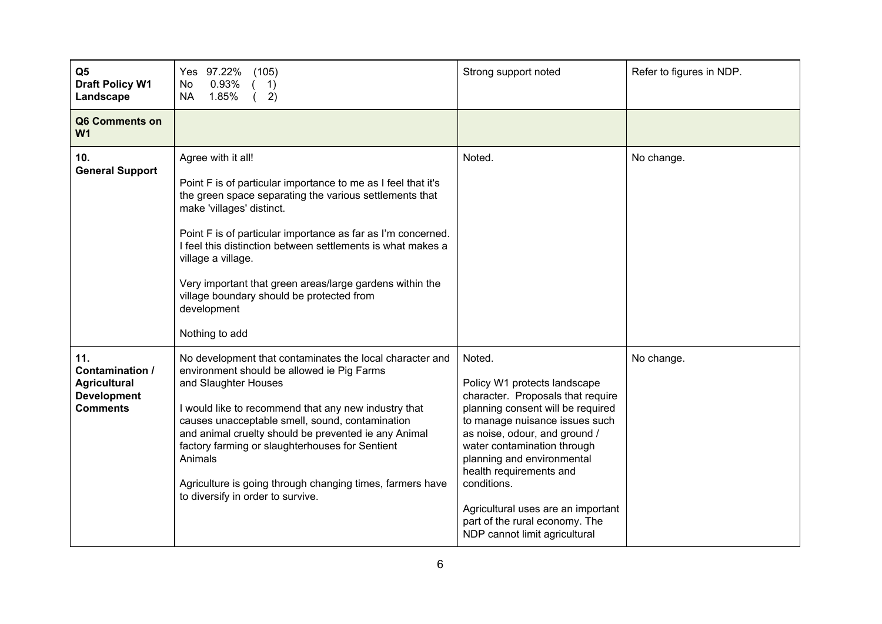| **Q5 Draft Policy W1 Landscape** | Yes 97.22% (105)<br>No 0.93% ( 1)<br>NA 1.85% ( 2) | Strong support noted | Refer to figures in NDP. |
|---|---|---|---|
| **Q6 Comments on W1** | | | |
| **10. General Support** | Agree with it all!<br><br>Point F is of particular importance to me as I feel that it's the green space separating the various settlements that make 'villages' distinct.<br><br>Point F is of particular importance as far as I'm concerned. I feel this distinction between settlements is what makes a village a village.<br><br>Very important that green areas/large gardens within the village boundary should be protected from development<br><br>Nothing to add | Noted. | No change. |
| **11. Contamination / Agricultural Development Comments** | No development that contaminates the local character and environment should be allowed ie Pig Farms and Slaughter Houses<br><br>I would like to recommend that any new industry that causes unacceptable smell, sound, contamination and animal cruelty should be prevented ie any Animal factory farming or slaughterhouses for Sentient Animals<br><br>Agriculture is going through changing times, farmers have to diversify in order to survive. | Noted.<br><br>Policy W1 protects landscape character. Proposals that require planning consent will be required to manage nuisance issues such as noise, odour, and ground / water contamination through planning and environmental health requirements and conditions.<br><br>Agricultural uses are an important part of the rural economy. The NDP cannot limit agricultural | No change. |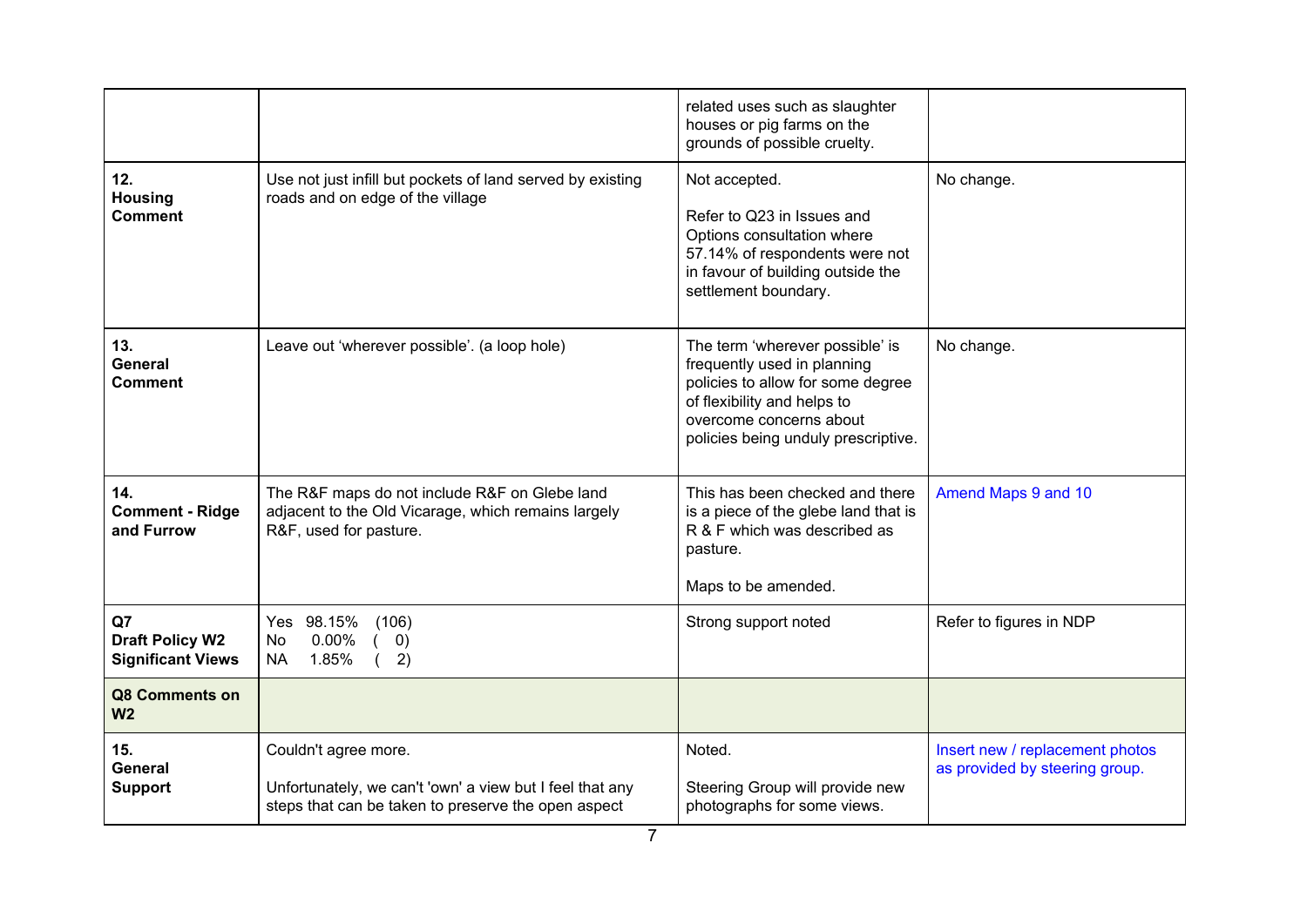| | | | |
|---|---|---|---|
| | | related uses such as slaughter houses or pig farms on the grounds of possible cruelty. | |
| **12. Housing Comment** | Use not just infill but pockets of land served by existing roads and on edge of the village | Not accepted.<br><br>Refer to Q23 in Issues and Options consultation where 57.14% of respondents were not in favour of building outside the settlement boundary. | No change. |
| **13. General Comment** | Leave out 'wherever possible'. (a loop hole) | The term 'wherever possible' is frequently used in planning policies to allow for some degree of flexibility and helps to overcome concerns about policies being unduly prescriptive. | No change. |
| **14. Comment - Ridge and Furrow** | The R&F maps do not include R&F on Glebe land adjacent to the Old Vicarage, which remains largely R&F, used for pasture. | This has been checked and there is a piece of the glebe land that is R & F which was described as pasture.<br><br>Maps to be amended. | Amend Maps 9 and 10 |
| **Q7 Draft Policy W2 Significant Views** | Yes 98.15% (106)<br>No 0.00% ( 0)<br>NA 1.85% ( 2) | Strong support noted | Refer to figures in NDP |
| **Q8 Comments on W2** | | | |
| **15. General Support** | Couldn't agree more.<br><br>Unfortunately, we can't 'own' a view but I feel that any steps that can be taken to preserve the open aspect | Noted.<br><br>Steering Group will provide new photographs for some views. | Insert new / replacement photos as provided by steering group. |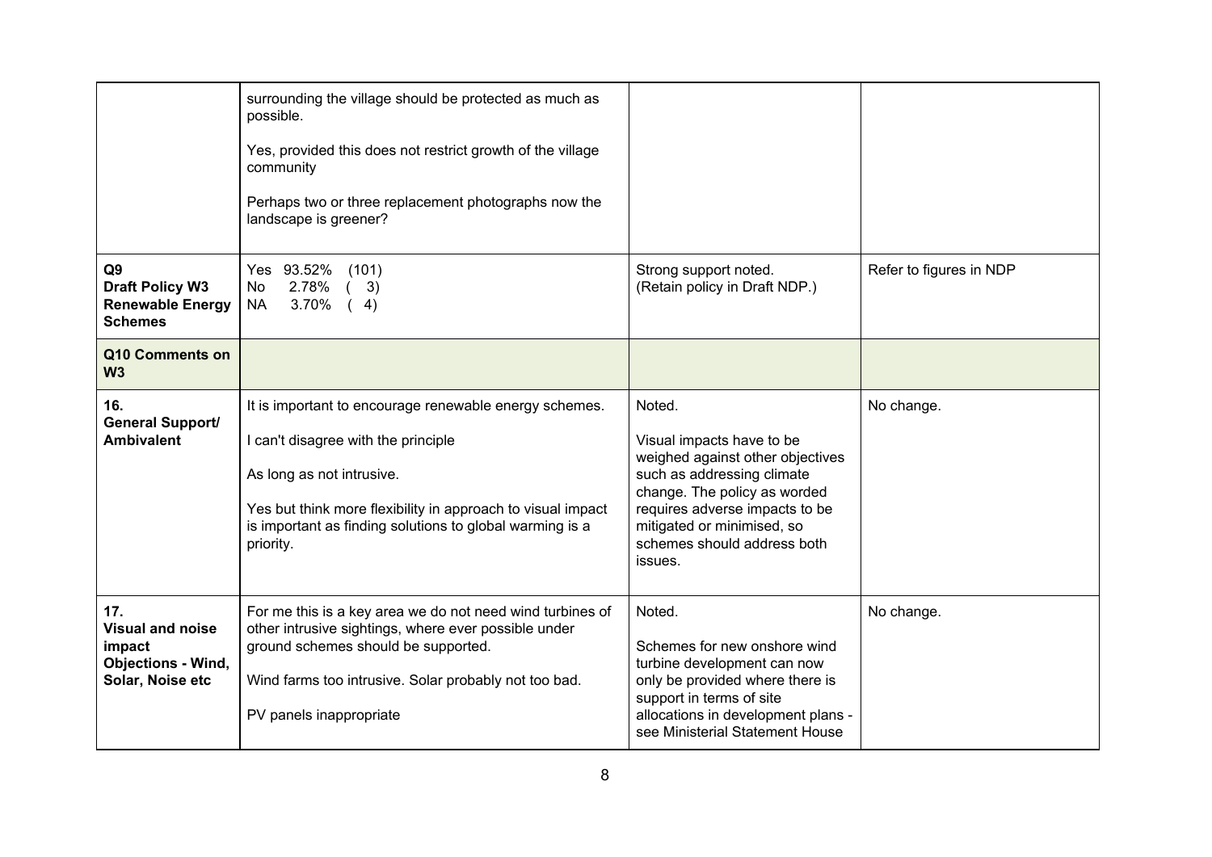|  |  |  |  |
|---|---|---|---|
|  | surrounding the village should be protected as much as possible.<br><br>Yes, provided this does not restrict growth of the village community<br><br>Perhaps two or three replacement photographs now the landscape is greener? |  |  |
| **Q9**<br>**Draft Policy W3 Renewable Energy Schemes** | Yes 93.52% (101)<br>No 2.78% ( 3)<br>NA 3.70% ( 4) | Strong support noted.<br>(Retain policy in Draft NDP.) | Refer to figures in NDP |
| **Q10 Comments on W3** |  |  |  |
| **16.**<br>**General Support/ Ambivalent** | It is important to encourage renewable energy schemes.<br><br>I can't disagree with the principle<br><br>As long as not intrusive.<br><br>Yes but think more flexibility in approach to visual impact is important as finding solutions to global warming is a priority. | Noted.<br><br>Visual impacts have to be weighed against other objectives such as addressing climate change. The policy as worded requires adverse impacts to be mitigated or minimised, so schemes should address both issues. | No change. |
| **17.**<br>**Visual and noise impact Objections - Wind, Solar, Noise etc** | For me this is a key area we do not need wind turbines of other intrusive sightings, where ever possible under ground schemes should be supported.<br><br>Wind farms too intrusive. Solar probably not too bad.<br><br>PV panels inappropriate | Noted.<br><br>Schemes for new onshore wind turbine development can now only be provided where there is support in terms of site allocations in development plans - see Ministerial Statement House | No change. |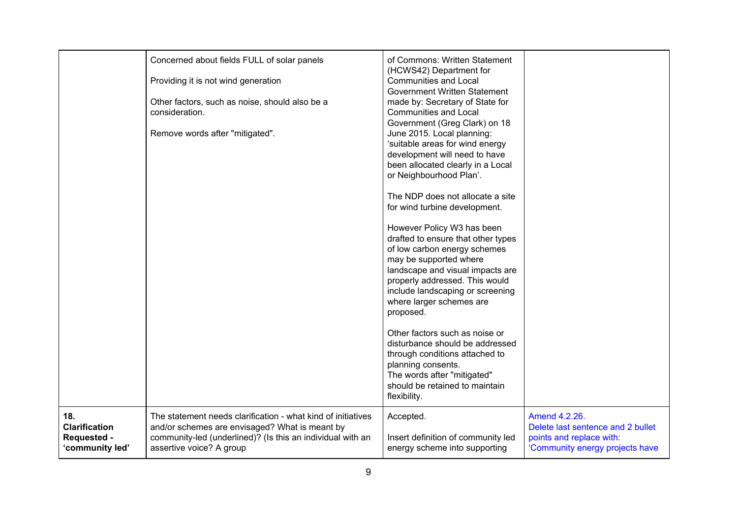| | | | |
|---|---|---|---|
| | Concerned about fields FULL of solar panels<br><br>Providing it is not wind generation<br><br>Other factors, such as noise, should also be a consideration.<br><br>Remove words after "mitigated". | of Commons: Written Statement (HCWS42) Department for Communities and Local Government Written Statement made by: Secretary of State for Communities and Local Government (Greg Clark) on 18 June 2015. Local planning: 'suitable areas for wind energy development will need to have been allocated clearly in a Local or Neighbourhood Plan'.<br><br>The NDP does not allocate a site for wind turbine development.<br><br>However Policy W3 has been drafted to ensure that other types of low carbon energy schemes may be supported where landscape and visual impacts are properly addressed. This would include landscaping or screening where larger schemes are proposed.<br><br>Other factors such as noise or disturbance should be addressed through conditions attached to planning consents.<br>The words after "mitigated" should be retained to maintain flexibility. | |
| **18. Clarification Requested - 'community led'** | The statement needs clarification - what kind of initiatives and/or schemes are envisaged? What is meant by community-led (underlined)? (Is this an individual with an assertive voice? A group | Accepted.<br><br>Insert definition of community led energy scheme into supporting | Amend 4.2.26.<br>Delete last sentence and 2 bullet points and replace with:<br>'Community energy projects have |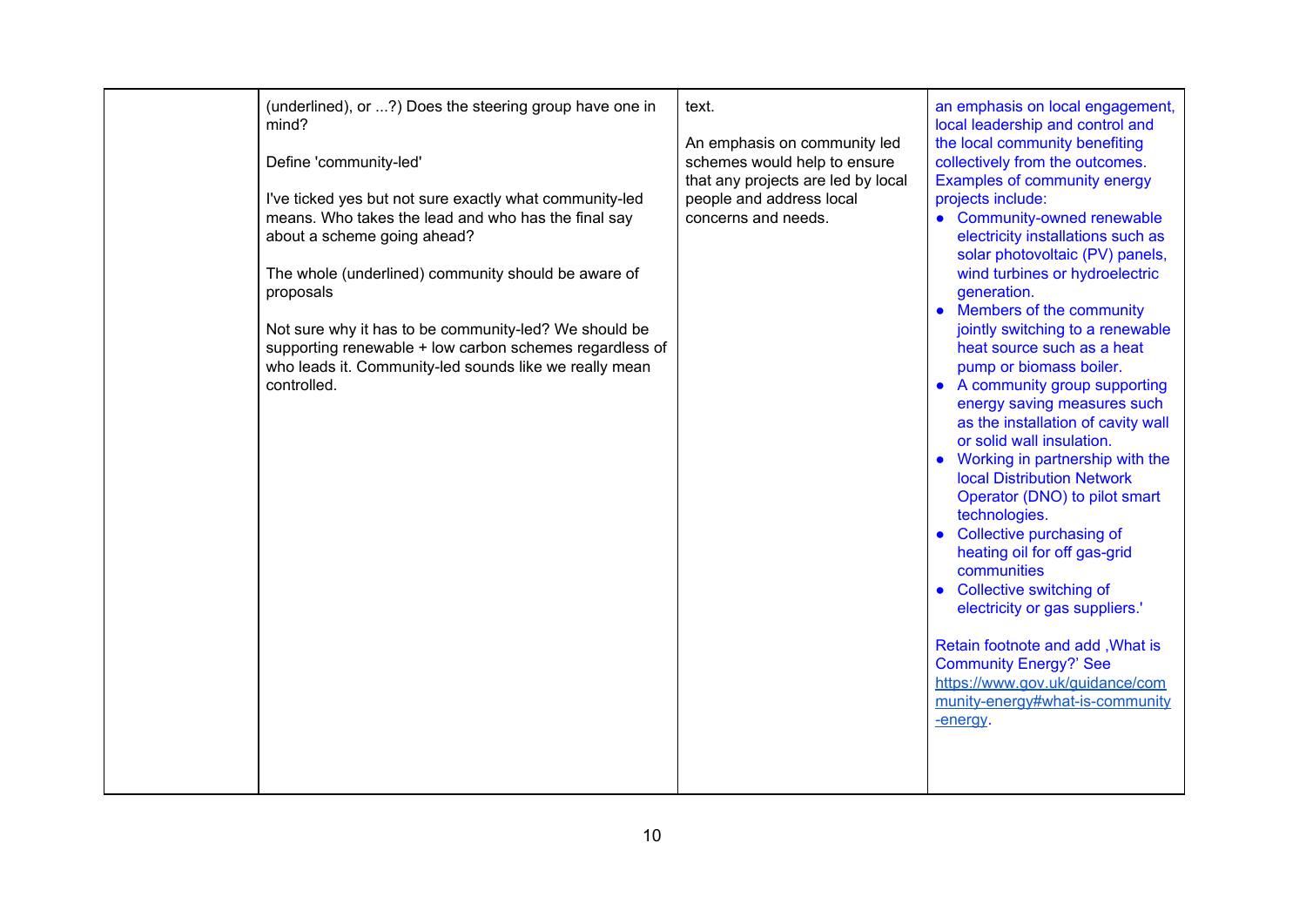| | | | |
|---|---|---|---|
| | (underlined), or ...?) Does the steering group have one in mind?<br><br>Define 'community-led'<br><br>I've ticked yes but not sure exactly what community-led means. Who takes the lead and who has the final say about a scheme going ahead?<br><br>The whole (underlined) community should be aware of proposals<br><br>Not sure why it has to be community-led? We should be supporting renewable + low carbon schemes regardless of who leads it. Community-led sounds like we really mean controlled. | text.<br><br>An emphasis on community led schemes would help to ensure that any projects are led by local people and address local concerns and needs. | an emphasis on local engagement, local leadership and control and the local community benefiting collectively from the outcomes. Examples of community energy projects include:<br>• Community-owned renewable electricity installations such as solar photovoltaic (PV) panels, wind turbines or hydroelectric generation.<br>• Members of the community jointly switching to a renewable heat source such as a heat pump or biomass boiler.<br>• A community group supporting energy saving measures such as the installation of cavity wall or solid wall insulation.<br>• Working in partnership with the local Distribution Network Operator (DNO) to pilot smart technologies.<br>• Collective purchasing of heating oil for off gas-grid communities<br>• Collective switching of electricity or gas suppliers.'<br><br>Retain footnote and add ,What is Community Energy?' See https://www.gov.uk/guidance/community-energy#what-is-community-energy. |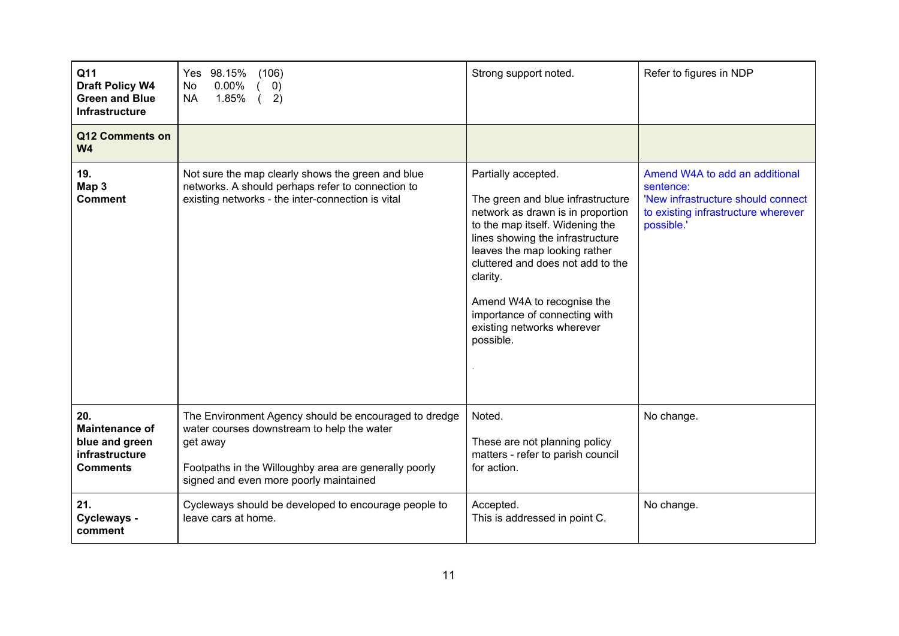| **Q11 Draft Policy W4 Green and Blue Infrastructure** | Yes 98.15% (106)<br>No 0.00% ( 0)<br>NA 1.85% ( 2) | Strong support noted. | Refer to figures in NDP |
|---|---|---|---|
| **Q12 Comments on W4** | | | |
| **19. Map 3 Comment** | Not sure the map clearly shows the green and blue networks. A should perhaps refer to connection to existing networks - the inter-connection is vital | Partially accepted.<br><br>The green and blue infrastructure network as drawn is in proportion to the map itself. Widening the lines showing the infrastructure leaves the map looking rather cluttered and does not add to the clarity.<br><br>Amend W4A to recognise the importance of connecting with existing networks wherever possible. | Amend W4A to add an additional sentence:<br>'New infrastructure should connect to existing infrastructure wherever possible.' |
| **20. Maintenance of blue and green infrastructure Comments** | The Environment Agency should be encouraged to dredge water courses downstream to help the water get away<br><br>Footpaths in the Willoughby area are generally poorly signed and even more poorly maintained | Noted.<br><br>These are not planning policy matters - refer to parish council for action. | No change. |
| **21. Cycleways - comment** | Cycleways should be developed to encourage people to leave cars at home. | Accepted.<br>This is addressed in point C. | No change. |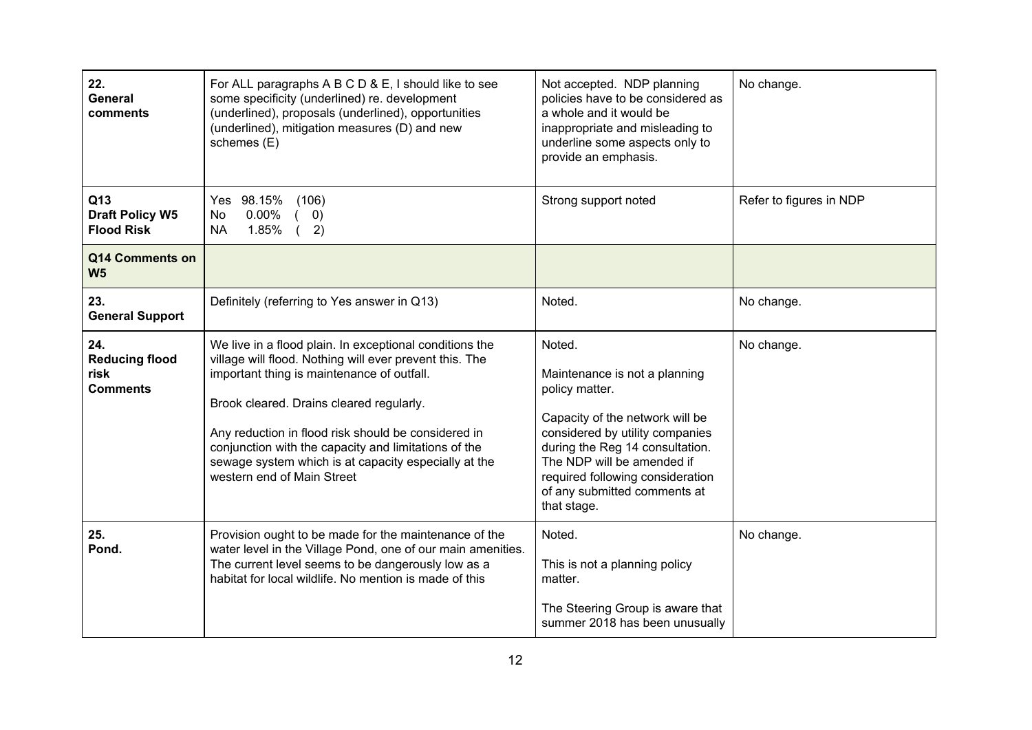| | | | |
|---|---|---|---|
| **22. General comments** | For ALL paragraphs A B C D & E, I should like to see some specificity (underlined) re. development (underlined), proposals (underlined), opportunities (underlined), mitigation measures (D) and new schemes (E) | Not accepted. NDP planning policies have to be considered as a whole and it would be inappropriate and misleading to underline some aspects only to provide an emphasis. | No change. |
| **Q13 Draft Policy W5 Flood Risk** | Yes 98.15% (106)<br>No 0.00% ( 0)<br>NA 1.85% ( 2) | Strong support noted | Refer to figures in NDP |
| **Q14 Comments on W5** | | | |
| **23. General Support** | Definitely (referring to Yes answer in Q13) | Noted. | No change. |
| **24. Reducing flood risk Comments** | We live in a flood plain. In exceptional conditions the village will flood. Nothing will ever prevent this. The important thing is maintenance of outfall.<br><br>Brook cleared. Drains cleared regularly.<br><br>Any reduction in flood risk should be considered in conjunction with the capacity and limitations of the sewage system which is at capacity especially at the western end of Main Street | Noted.<br><br>Maintenance is not a planning policy matter.<br><br>Capacity of the network will be considered by utility companies during the Reg 14 consultation. The NDP will be amended if required following consideration of any submitted comments at that stage. | No change. |
| **25. Pond.** | Provision ought to be made for the maintenance of the water level in the Village Pond, one of our main amenities. The current level seems to be dangerously low as a habitat for local wildlife. No mention is made of this | Noted.<br><br>This is not a planning policy matter.<br><br>The Steering Group is aware that summer 2018 has been unusually | No change. |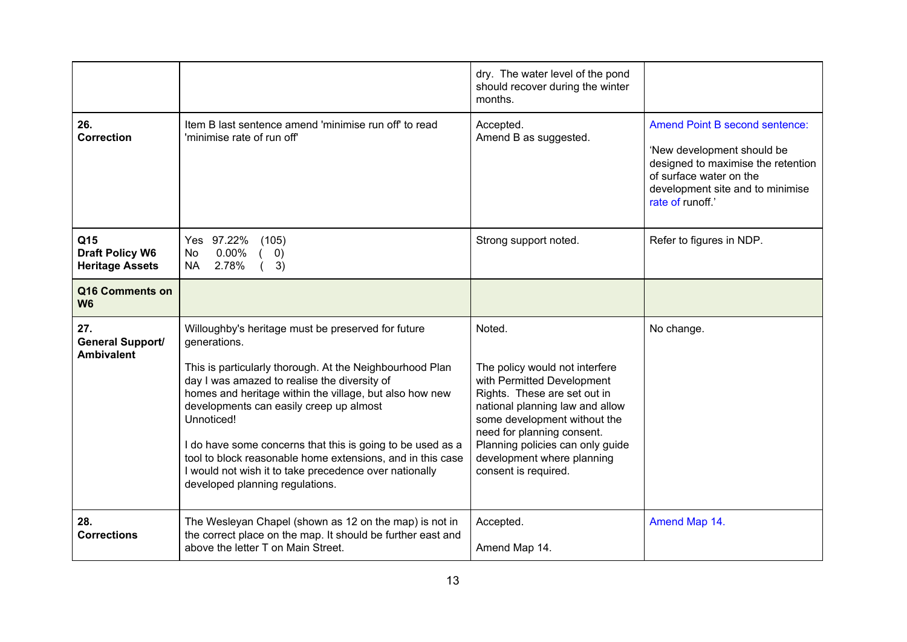| | | | |
|---|---|---|---|
| | | dry. The water level of the pond should recover during the winter months. | |
| **26. Correction** | Item B last sentence amend 'minimise run off' to read 'minimise rate of run off' | Accepted.<br>Amend B as suggested. | Amend Point B second sentence:<br><br>'New development should be designed to maximise the retention of surface water on the development site and to minimise rate of runoff.' |
| **Q15 Draft Policy W6 Heritage Assets** | Yes 97.22% (105)<br>No 0.00% ( 0)<br>NA 2.78% ( 3) | Strong support noted. | Refer to figures in NDP. |
| **Q16 Comments on W6** | | | |
| **27. General Support/ Ambivalent** | Willoughby's heritage must be preserved for future generations.<br><br>This is particularly thorough. At the Neighbourhood Plan day I was amazed to realise the diversity of homes and heritage within the village, but also how new developments can easily creep up almost Unnoticed!<br><br>I do have some concerns that this is going to be used as a tool to block reasonable home extensions, and in this case I would not wish it to take precedence over nationally developed planning regulations. | Noted.<br><br>The policy would not interfere with Permitted Development Rights. These are set out in national planning law and allow some development without the need for planning consent. Planning policies can only guide development where planning consent is required. | No change. |
| **28. Corrections** | The Wesleyan Chapel (shown as 12 on the map) is not in the correct place on the map. It should be further east and above the letter T on Main Street. | Accepted.<br><br>Amend Map 14. | Amend Map 14. |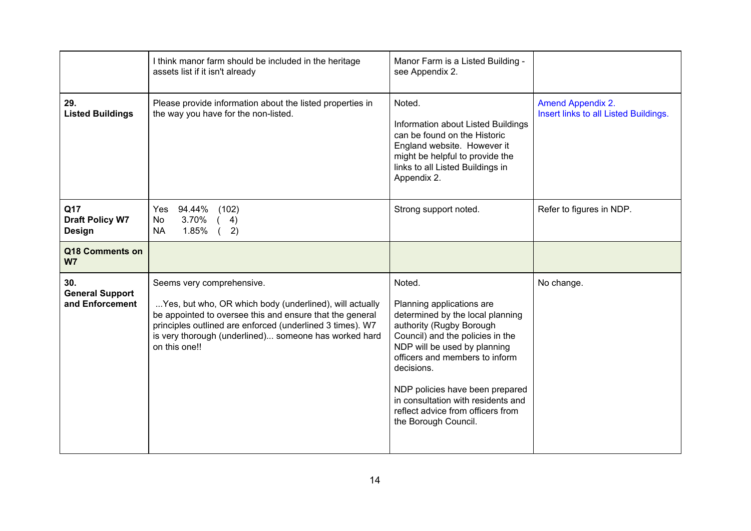| | | | |
|---|---|---|---|
| | I think manor farm should be included in the heritage assets list if it isn't already | Manor Farm is a Listed Building - see Appendix 2. | |
| **29. Listed Buildings** | Please provide information about the listed properties in the way you have for the non-listed. | Noted.<br><br>Information about Listed Buildings can be found on the Historic England website. However it might be helpful to provide the links to all Listed Buildings in Appendix 2. | Amend Appendix 2.<br>Insert links to all Listed Buildings. |
| **Q17 Draft Policy W7 Design** | Yes 94.44% (102)<br>No 3.70% ( 4)<br>NA 1.85% ( 2) | Strong support noted. | Refer to figures in NDP. |
| **Q18 Comments on W7** | | | |
| **30. General Support and Enforcement** | Seems very comprehensive.<br><br>...Yes, but who, OR which body (underlined), will actually be appointed to oversee this and ensure that the general principles outlined are enforced (underlined 3 times). W7 is very thorough (underlined)... someone has worked hard on this one!! | Noted.<br><br>Planning applications are determined by the local planning authority (Rugby Borough Council) and the policies in the NDP will be used by planning officers and members to inform decisions.<br><br>NDP policies have been prepared in consultation with residents and reflect advice from officers from the Borough Council. | No change. |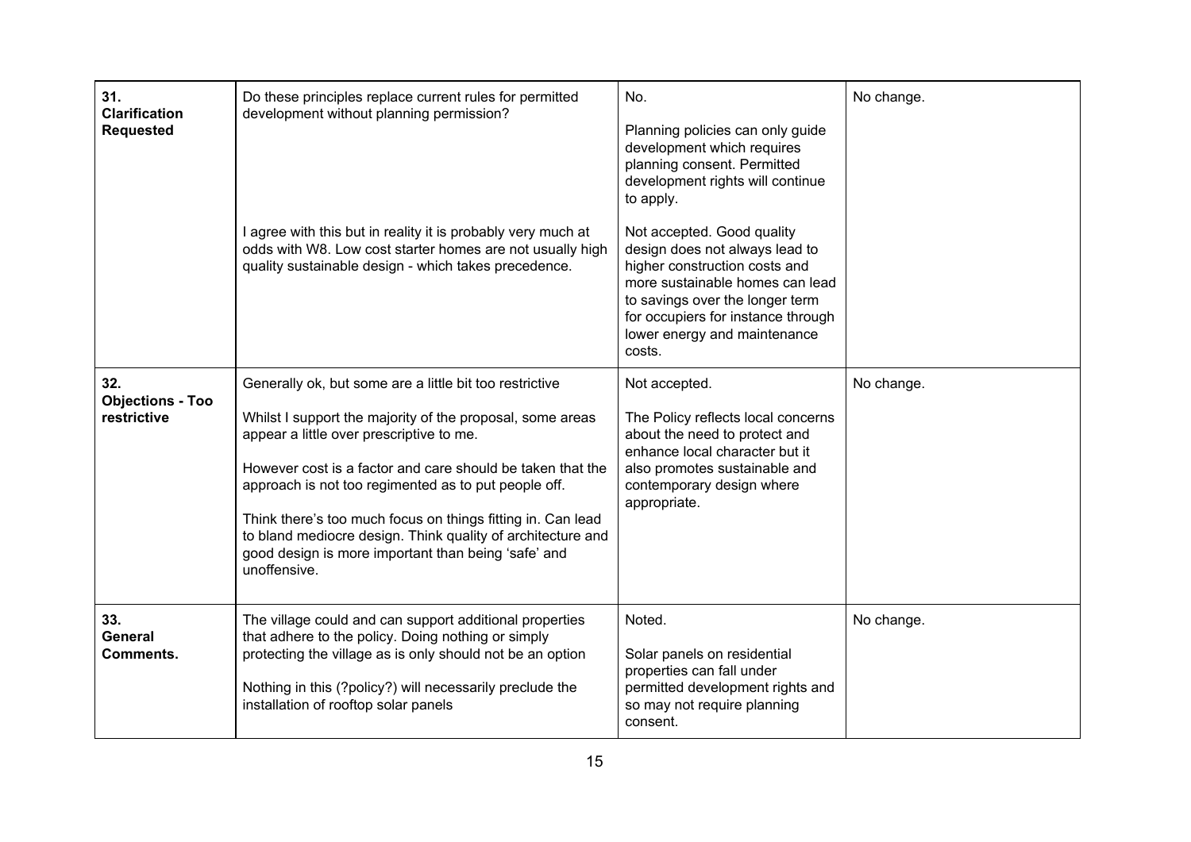| | | | |
|---|---|---|---|
| **31. Clarification Requested** | Do these principles replace current rules for permitted development without planning permission?<br><br>I agree with this but in reality it is probably very much at odds with W8. Low cost starter homes are not usually high quality sustainable design - which takes precedence. | No.<br><br>Planning policies can only guide development which requires planning consent. Permitted development rights will continue to apply.<br><br>Not accepted. Good quality design does not always lead to higher construction costs and more sustainable homes can lead to savings over the longer term for occupiers for instance through lower energy and maintenance costs. | No change. |
| **32. Objections - Too restrictive** | Generally ok, but some are a little bit too restrictive<br><br>Whilst I support the majority of the proposal, some areas appear a little over prescriptive to me.<br><br>However cost is a factor and care should be taken that the approach is not too regimented as to put people off.<br><br>Think there's too much focus on things fitting in. Can lead to bland mediocre design. Think quality of architecture and good design is more important than being 'safe' and unoffensive. | Not accepted.<br><br>The Policy reflects local concerns about the need to protect and enhance local character but it also promotes sustainable and contemporary design where appropriate. | No change. |
| **33. General Comments.** | The village could and can support additional properties that adhere to the policy. Doing nothing or simply protecting the village as is only should not be an option<br><br>Nothing in this (?policy?) will necessarily preclude the installation of rooftop solar panels | Noted.<br><br>Solar panels on residential properties can fall under permitted development rights and so may not require planning consent. | No change. |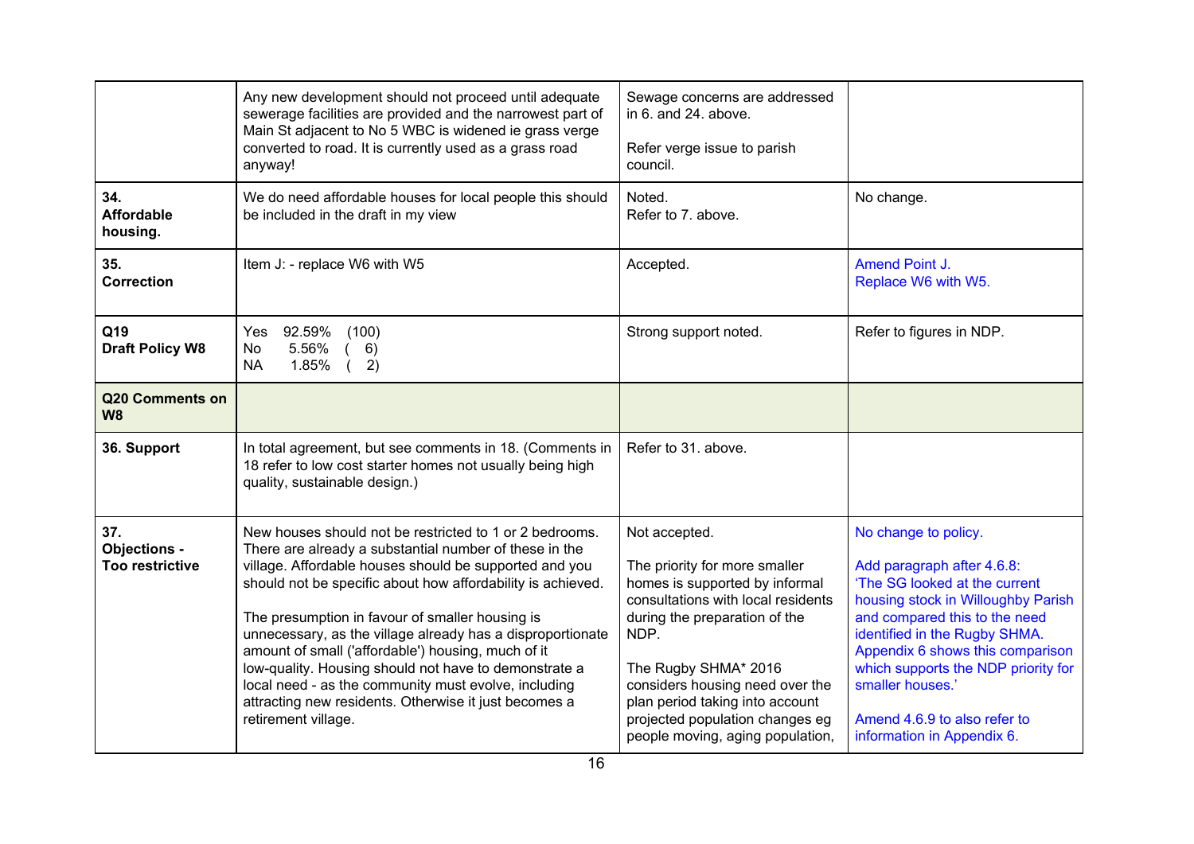| | | | |
|---|---|---|---|
| | Any new development should not proceed until adequate sewerage facilities are provided and the narrowest part of Main St adjacent to No 5 WBC is widened ie grass verge converted to road. It is currently used as a grass road anyway! | Sewage concerns are addressed in 6. and 24. above.<br><br>Refer verge issue to parish council. | |
| **34. Affordable housing.** | We do need affordable houses for local people this should be included in the draft in my view | Noted.<br>Refer to 7. above. | No change. |
| **35. Correction** | Item J: - replace W6 with W5 | Accepted. | Amend Point J.<br>Replace W6 with W5. |
| **Q19 Draft Policy W8** | Yes 92.59% (100)<br>No 5.56% ( 6)<br>NA 1.85% ( 2) | Strong support noted. | Refer to figures in NDP. |
| **Q20 Comments on W8** | | | |
| **36. Support** | In total agreement, but see comments in 18. (Comments in 18 refer to low cost starter homes not usually being high quality, sustainable design.) | Refer to 31. above. | |
| **37. Objections - Too restrictive** | New houses should not be restricted to 1 or 2 bedrooms. There are already a substantial number of these in the village. Affordable houses should be supported and you should not be specific about how affordability is achieved.<br><br>The presumption in favour of smaller housing is unnecessary, as the village already has a disproportionate amount of small ('affordable') housing, much of it low-quality. Housing should not have to demonstrate a local need - as the community must evolve, including attracting new residents. Otherwise it just becomes a retirement village. | Not accepted.<br><br>The priority for more smaller homes is supported by informal consultations with local residents during the preparation of the NDP.<br><br>The Rugby SHMA* 2016 considers housing need over the plan period taking into account projected population changes eg people moving, aging population, | No change to policy.<br><br>Add paragraph after 4.6.8:<br>'The SG looked at the current housing stock in Willoughby Parish and compared this to the need identified in the Rugby SHMA. Appendix 6 shows this comparison which supports the NDP priority for smaller houses.'<br><br>Amend 4.6.9 to also refer to information in Appendix 6. |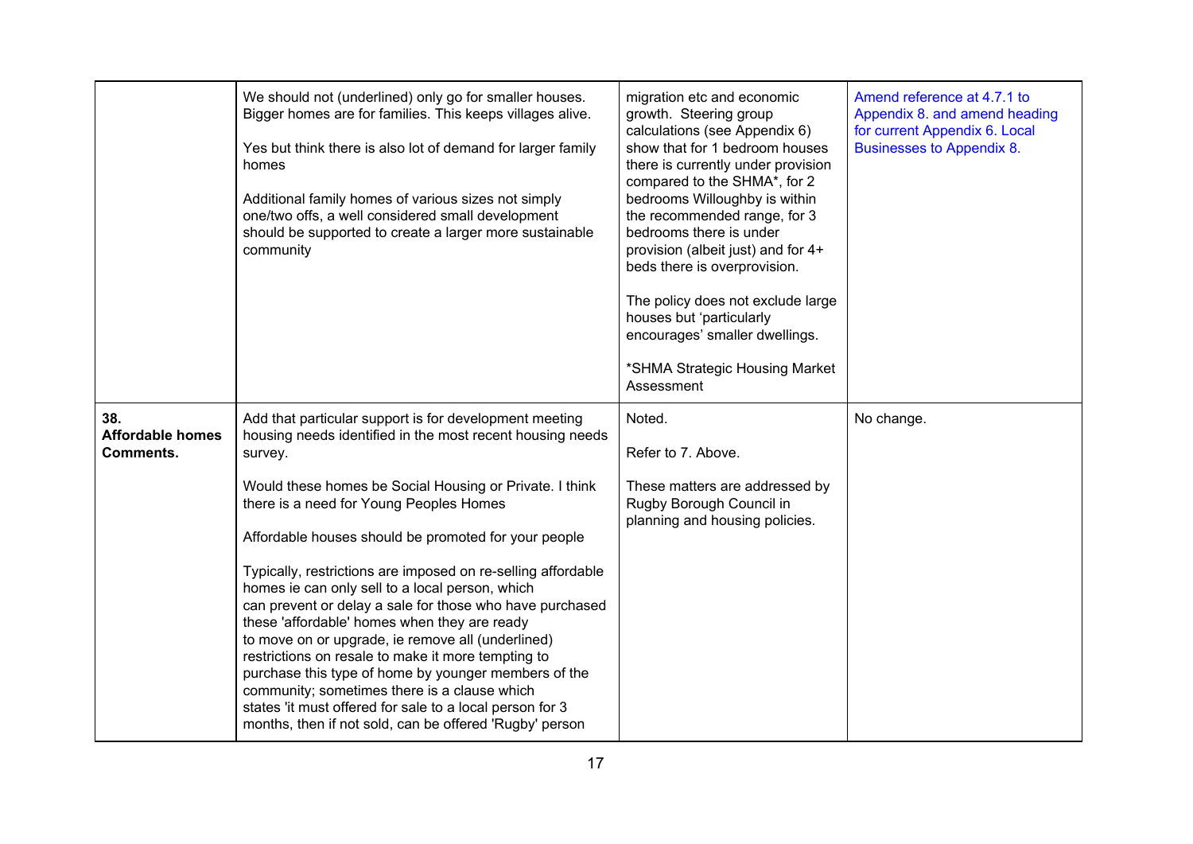| | | | |
|---|---|---|---|
| | We should not (underlined) only go for smaller houses. Bigger homes are for families. This keeps villages alive.<br><br>Yes but think there is also lot of demand for larger family homes<br><br>Additional family homes of various sizes not simply one/two offs, a well considered small development should be supported to create a larger more sustainable community | migration etc and economic growth. Steering group calculations (see Appendix 6) show that for 1 bedroom houses there is currently under provision compared to the SHMA*, for 2 bedrooms Willoughby is within the recommended range, for 3 bedrooms there is under provision (albeit just) and for 4+ beds there is overprovision.<br><br>The policy does not exclude large houses but 'particularly encourages' smaller dwellings.<br><br>*SHMA Strategic Housing Market Assessment | Amend reference at 4.7.1 to Appendix 8. and amend heading for current Appendix 6. Local Businesses to Appendix 8. |
| **38. Affordable homes Comments.** | Add that particular support is for development meeting housing needs identified in the most recent housing needs survey.<br><br>Would these homes be Social Housing or Private. I think there is a need for Young Peoples Homes<br><br>Affordable houses should be promoted for your people<br><br>Typically, restrictions are imposed on re-selling affordable homes ie can only sell to a local person, which can prevent or delay a sale for those who have purchased these 'affordable' homes when they are ready to move on or upgrade, ie remove all (underlined) restrictions on resale to make it more tempting to purchase this type of home by younger members of the community; sometimes there is a clause which states 'it must offered for sale to a local person for 3 months, then if not sold, can be offered 'Rugby' person | Noted.<br><br>Refer to 7. Above.<br><br>These matters are addressed by Rugby Borough Council in planning and housing policies. | No change. |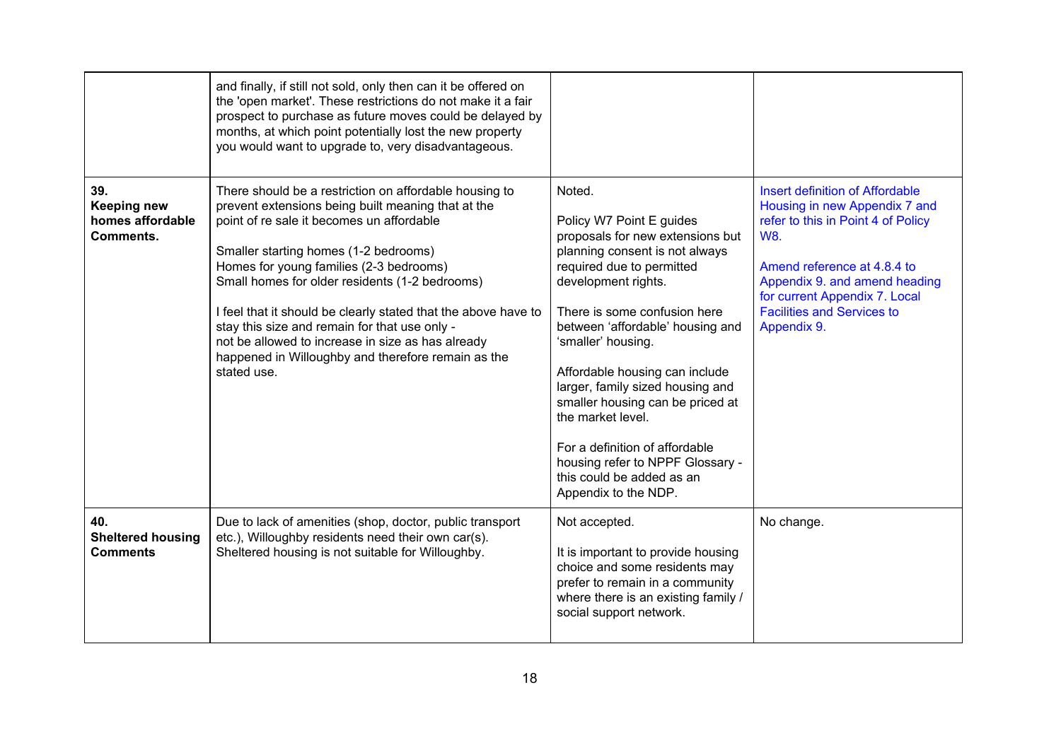| | | | |
|---|---|---|---|
| | and finally, if still not sold, only then can it be offered on the 'open market'. These restrictions do not make it a fair prospect to purchase as future moves could be delayed by months, at which point potentially lost the new property you would want to upgrade to, very disadvantageous. | | |
| **39. Keeping new homes affordable Comments.** | There should be a restriction on affordable housing to prevent extensions being built meaning that at the point of re sale it becomes un affordable<br><br>Smaller starting homes (1-2 bedrooms)<br>Homes for young families (2-3 bedrooms)<br>Small homes for older residents (1-2 bedrooms)<br><br>I feel that it should be clearly stated that the above have to stay this size and remain for that use only - not be allowed to increase in size as has already happened in Willoughby and therefore remain as the stated use. | Noted.<br><br>Policy W7 Point E guides proposals for new extensions but planning consent is not always required due to permitted development rights.<br><br>There is some confusion here between 'affordable' housing and 'smaller' housing.<br><br>Affordable housing can include larger, family sized housing and smaller housing can be priced at the market level.<br><br>For a definition of affordable housing refer to NPPF Glossary - this could be added as an Appendix to the NDP. | Insert definition of Affordable Housing in new Appendix 7 and refer to this in Point 4 of Policy W8.<br><br>Amend reference at 4.8.4 to Appendix 9. and amend heading for current Appendix 7. Local Facilities and Services to Appendix 9. |
| **40. Sheltered housing Comments** | Due to lack of amenities (shop, doctor, public transport etc.), Willoughby residents need their own car(s). Sheltered housing is not suitable for Willoughby. | Not accepted.<br><br>It is important to provide housing choice and some residents may prefer to remain in a community where there is an existing family / social support network. | No change. |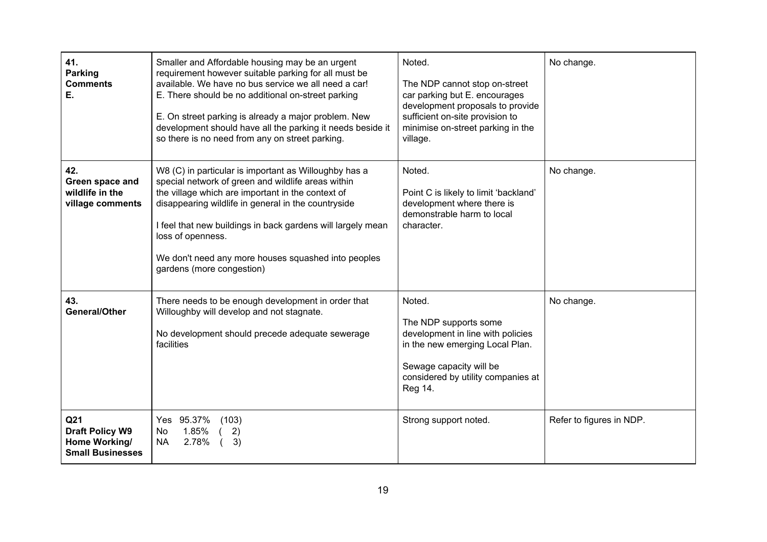| | | | |
|---|---|---|---|
| **41. Parking Comments E.** | Smaller and Affordable housing may be an urgent requirement however suitable parking for all must be available. We have no bus service we all need a car!<br>E. There should be no additional on-street parking<br><br>E. On street parking is already a major problem. New development should have all the parking it needs beside it so there is no need from any on street parking. | Noted.<br><br>The NDP cannot stop on-street car parking but E. encourages development proposals to provide sufficient on-site provision to minimise on-street parking in the village. | No change. |
| **42. Green space and wildlife in the village comments** | W8 (C) in particular is important as Willoughby has a special network of green and wildlife areas within the village which are important in the context of disappearing wildlife in general in the countryside<br><br>I feel that new buildings in back gardens will largely mean loss of openness.<br><br>We don't need any more houses squashed into peoples gardens (more congestion) | Noted.<br><br>Point C is likely to limit 'backland' development where there is demonstrable harm to local character. | No change. |
| **43. General/Other** | There needs to be enough development in order that Willoughby will develop and not stagnate.<br><br>No development should precede adequate sewerage facilities | Noted.<br><br>The NDP supports some development in line with policies in the new emerging Local Plan.<br><br>Sewage capacity will be considered by utility companies at Reg 14. | No change. |
| **Q21 Draft Policy W9 Home Working/ Small Businesses** | Yes 95.37% (103)<br>No 1.85% ( 2)<br>NA 2.78% ( 3) | Strong support noted. | Refer to figures in NDP. |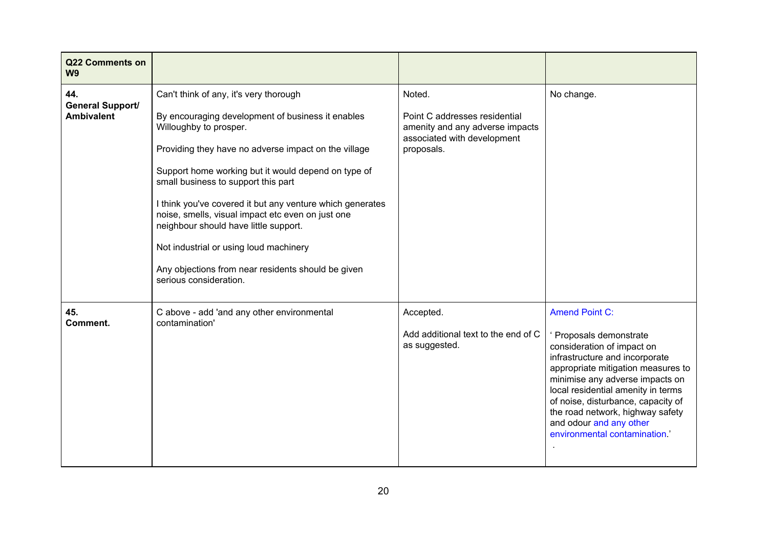| **Q22 Comments on W9** | | | |
|---|---|---|---|
| **44. General Support/ Ambivalent** | Can't think of any, it's very thorough<br><br>By encouraging development of business it enables Willoughby to prosper.<br><br>Providing they have no adverse impact on the village<br><br>Support home working but it would depend on type of small business to support this part<br><br>I think you've covered it but any venture which generates noise, smells, visual impact etc even on just one neighbour should have little support.<br><br>Not industrial or using loud machinery<br><br>Any objections from near residents should be given serious consideration. | Noted.<br><br>Point C addresses residential amenity and any adverse impacts associated with development proposals. | No change. |
| **45. Comment.** | C above - add 'and any other environmental contamination' | Accepted.<br><br>Add additional text to the end of C as suggested. | Amend Point C:<br><br>' Proposals demonstrate consideration of impact on infrastructure and incorporate appropriate mitigation measures to minimise any adverse impacts on local residential amenity in terms of noise, disturbance, capacity of the road network, highway safety and odour and any other environmental contamination.'<br>. |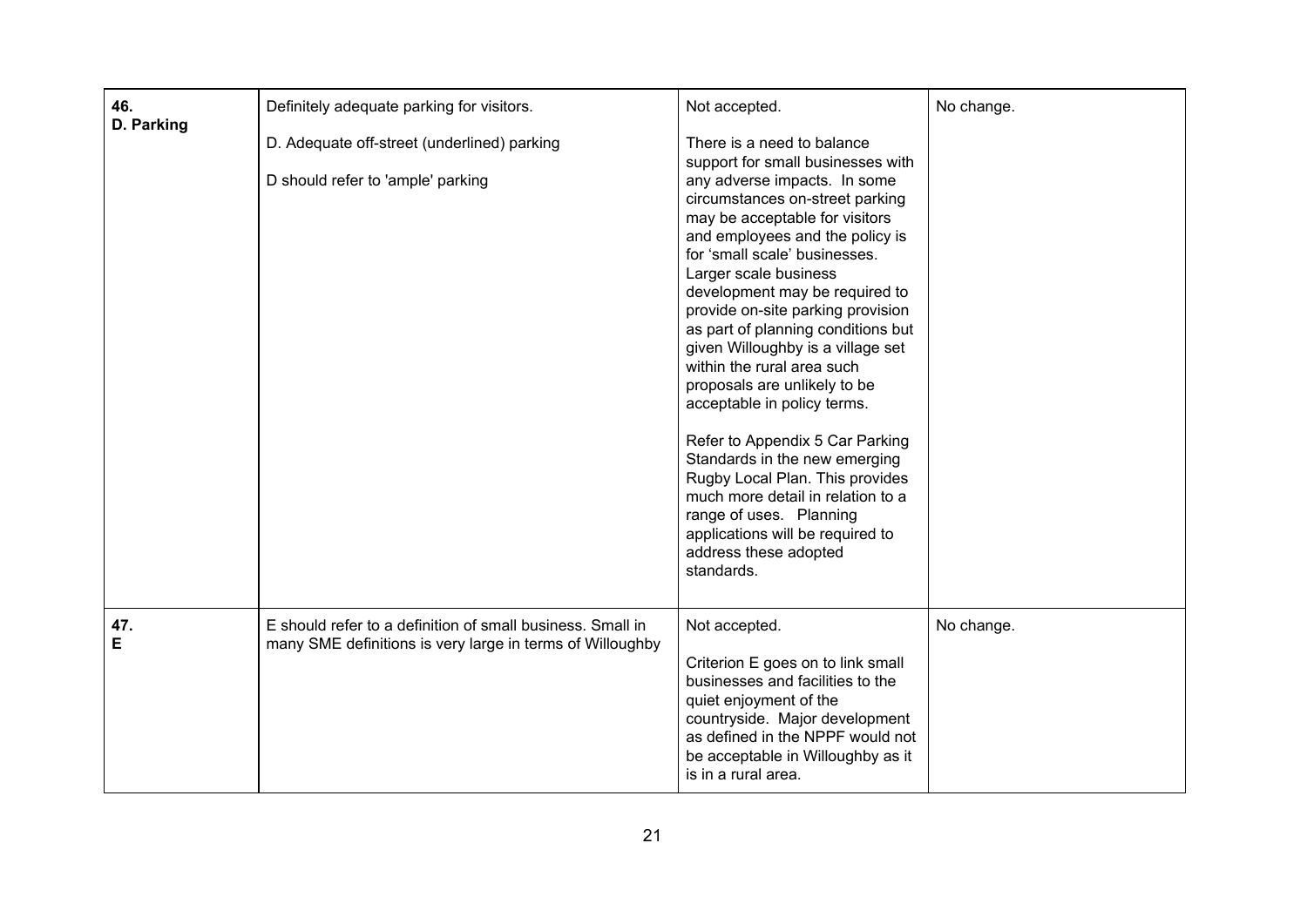| | | | |
|---|---|---|---|
| **46.**<br>**D. Parking** | Definitely adequate parking for visitors.<br><br>D. Adequate off-street (underlined) parking<br><br>D should refer to 'ample' parking | Not accepted.<br><br>There is a need to balance support for small businesses with any adverse impacts. In some circumstances on-street parking may be acceptable for visitors and employees and the policy is for 'small scale' businesses. Larger scale business development may be required to provide on-site parking provision as part of planning conditions but given Willoughby is a village set within the rural area such proposals are unlikely to be acceptable in policy terms.<br><br>Refer to Appendix 5 Car Parking Standards in the new emerging Rugby Local Plan. This provides much more detail in relation to a range of uses. Planning applications will be required to address these adopted standards. | No change. |
| **47.**<br>**E** | E should refer to a definition of small business. Small in many SME definitions is very large in terms of Willoughby | Not accepted.<br><br>Criterion E goes on to link small businesses and facilities to the quiet enjoyment of the countryside. Major development as defined in the NPPF would not be acceptable in Willoughby as it is in a rural area. | No change. |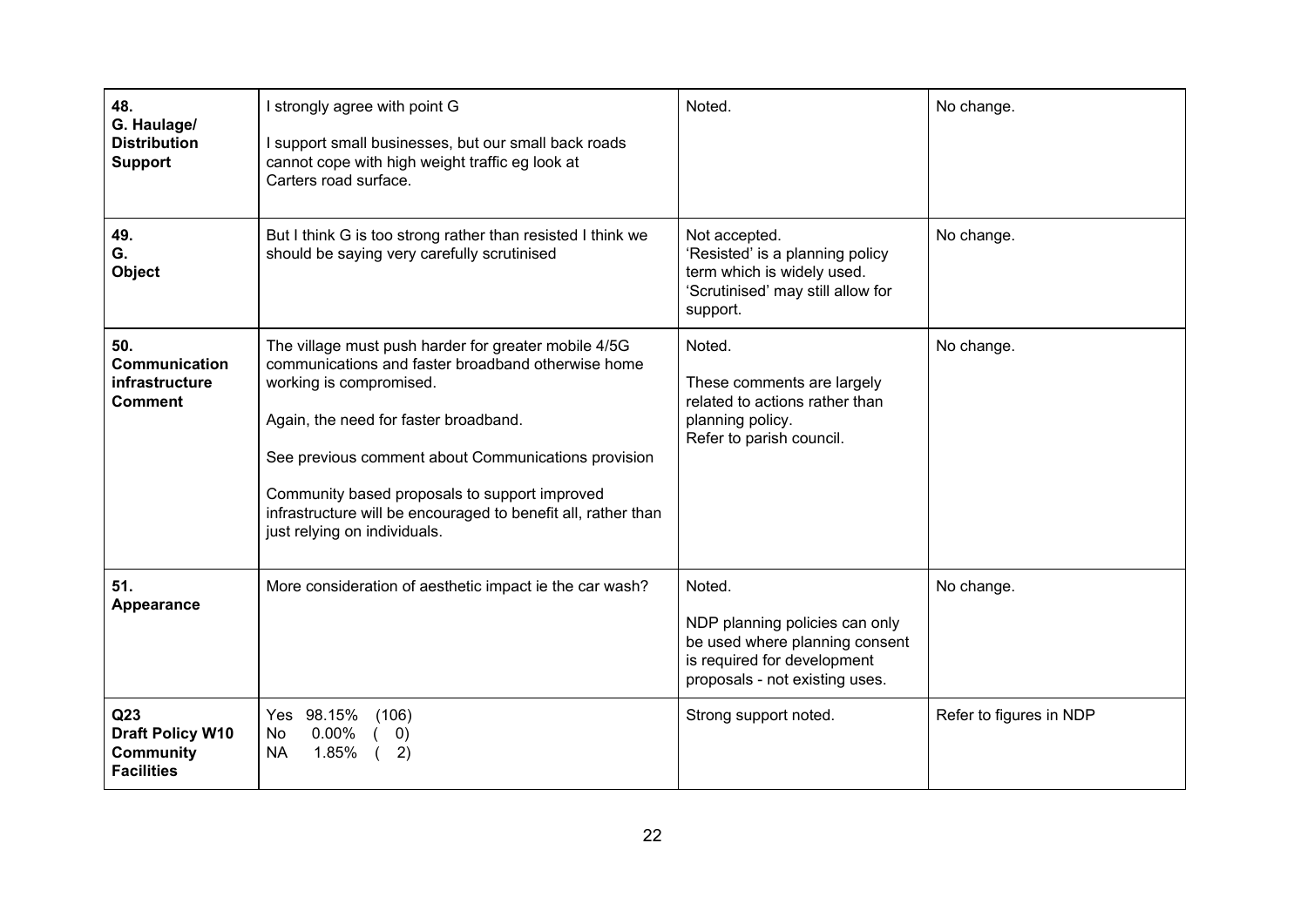| | | | |
|---|---|---|---|
| **48.** **G. Haulage/ Distribution Support** | I strongly agree with point G<br><br>I support small businesses, but our small back roads cannot cope with high weight traffic eg look at Carters road surface. | Noted. | No change. |
| **49.** **G.** **Object** | But I think G is too strong rather than resisted I think we should be saying very carefully scrutinised | Not accepted.<br>'Resisted' is a planning policy term which is widely used.<br>'Scrutinised' may still allow for support. | No change. |
| **50.** **Communication infrastructure Comment** | The village must push harder for greater mobile 4/5G communications and faster broadband otherwise home working is compromised.<br><br>Again, the need for faster broadband.<br><br>See previous comment about Communications provision<br><br>Community based proposals to support improved infrastructure will be encouraged to benefit all, rather than just relying on individuals. | Noted.<br><br>These comments are largely related to actions rather than planning policy.<br>Refer to parish council. | No change. |
| **51.** **Appearance** | More consideration of aesthetic impact ie the car wash? | Noted.<br><br>NDP planning policies can only be used where planning consent is required for development proposals - not existing uses. | No change. |
| **Q23** **Draft Policy W10 Community Facilities** | Yes 98.15% (106)<br>No 0.00% ( 0)<br>NA 1.85% ( 2) | Strong support noted. | Refer to figures in NDP |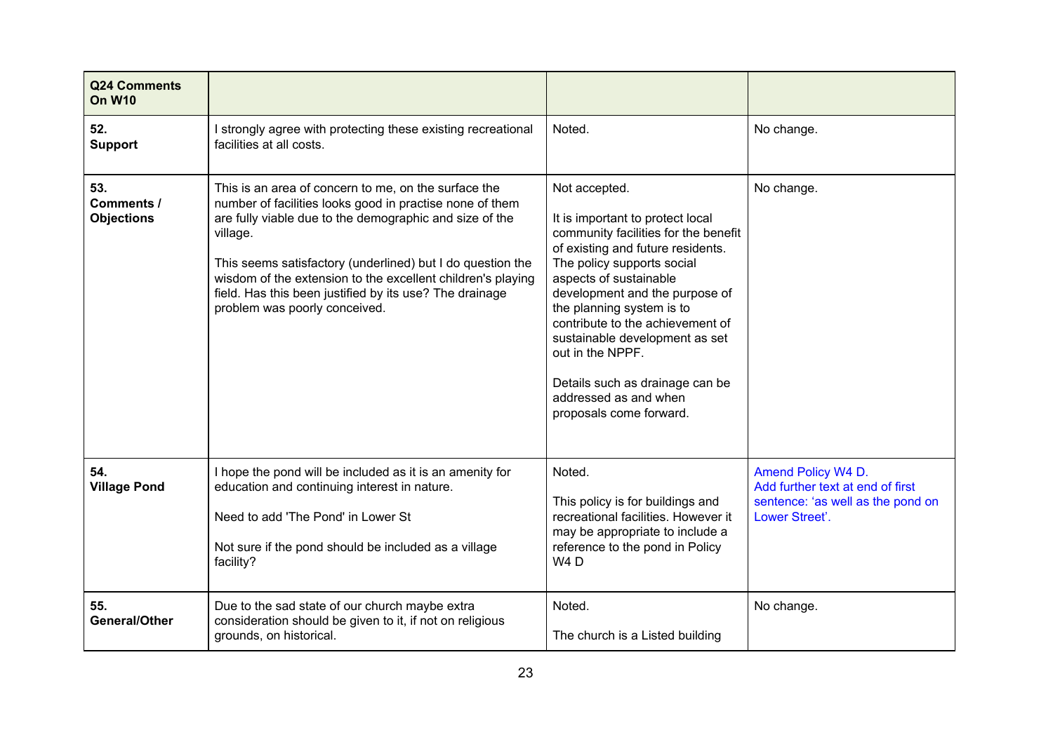| **Q24 Comments On W10** | | | |
|---|---|---|---|
| **52. Support** | I strongly agree with protecting these existing recreational facilities at all costs. | Noted. | No change. |
| **53. Comments / Objections** | This is an area of concern to me, on the surface the number of facilities looks good in practise none of them are fully viable due to the demographic and size of the village.<br><br>This seems satisfactory (underlined) but I do question the wisdom of the extension to the excellent children's playing field. Has this been justified by its use? The drainage problem was poorly conceived. | Not accepted.<br><br>It is important to protect local community facilities for the benefit of existing and future residents. The policy supports social aspects of sustainable development and the purpose of the planning system is to contribute to the achievement of sustainable development as set out in the NPPF.<br><br>Details such as drainage can be addressed as and when proposals come forward. | No change. |
| **54. Village Pond** | I hope the pond will be included as it is an amenity for education and continuing interest in nature.<br><br>Need to add 'The Pond' in Lower St<br><br>Not sure if the pond should be included as a village facility? | Noted.<br><br>This policy is for buildings and recreational facilities. However it may be appropriate to include a reference to the pond in Policy W4 D | Amend Policy W4 D. Add further text at end of first sentence: 'as well as the pond on Lower Street'. |
| **55. General/Other** | Due to the sad state of our church maybe extra consideration should be given to it, if not on religious grounds, on historical. | Noted.<br><br>The church is a Listed building | No change. |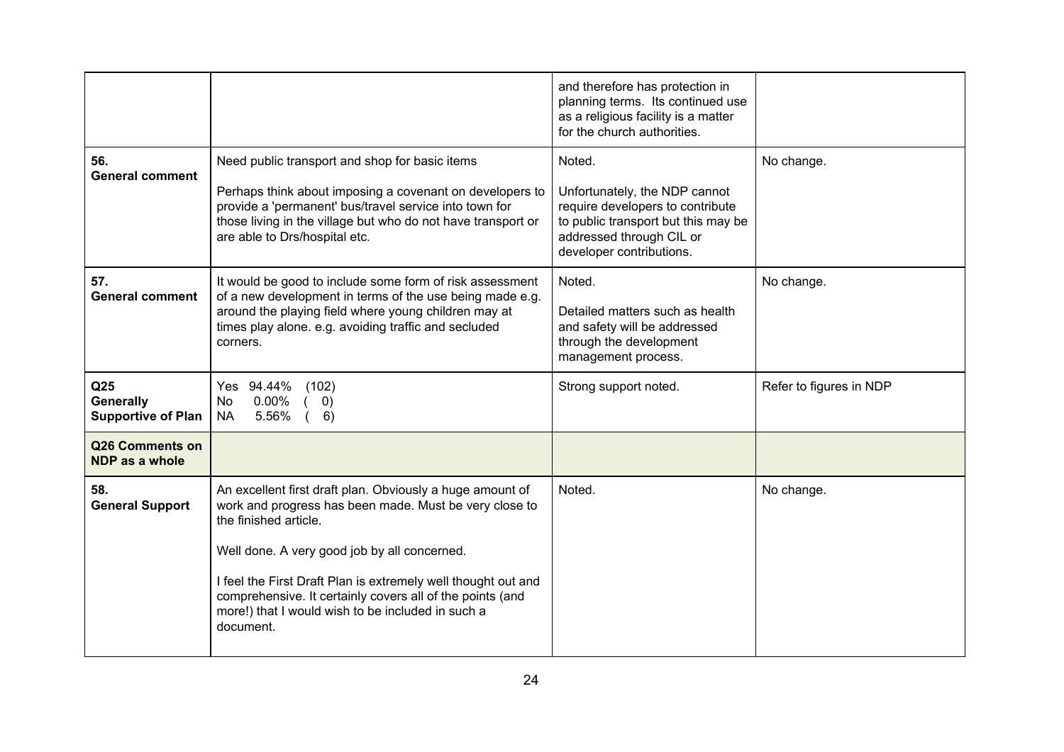| | | | |
|---|---|---|---|
| | | and therefore has protection in planning terms. Its continued use as a religious facility is a matter for the church authorities. | |
| **56. General comment** | Need public transport and shop for basic items<br><br>Perhaps think about imposing a covenant on developers to provide a 'permanent' bus/travel service into town for those living in the village but who do not have transport or are able to Drs/hospital etc. | Noted.<br><br>Unfortunately, the NDP cannot require developers to contribute to public transport but this may be addressed through CIL or developer contributions. | No change. |
| **57. General comment** | It would be good to include some form of risk assessment of a new development in terms of the use being made e.g. around the playing field where young children may at times play alone. e.g. avoiding traffic and secluded corners. | Noted.<br><br>Detailed matters such as health and safety will be addressed through the development management process. | No change. |
| **Q25 Generally Supportive of Plan** | Yes 94.44% (102)<br>No 0.00% ( 0)<br>NA 5.56% ( 6) | Strong support noted. | Refer to figures in NDP |
| **Q26 Comments on NDP as a whole** | | | |
| **58. General Support** | An excellent first draft plan. Obviously a huge amount of work and progress has been made. Must be very close to the finished article.<br><br>Well done. A very good job by all concerned.<br><br>I feel the First Draft Plan is extremely well thought out and comprehensive. It certainly covers all of the points (and more!) that I would wish to be included in such a document. | Noted. | No change. |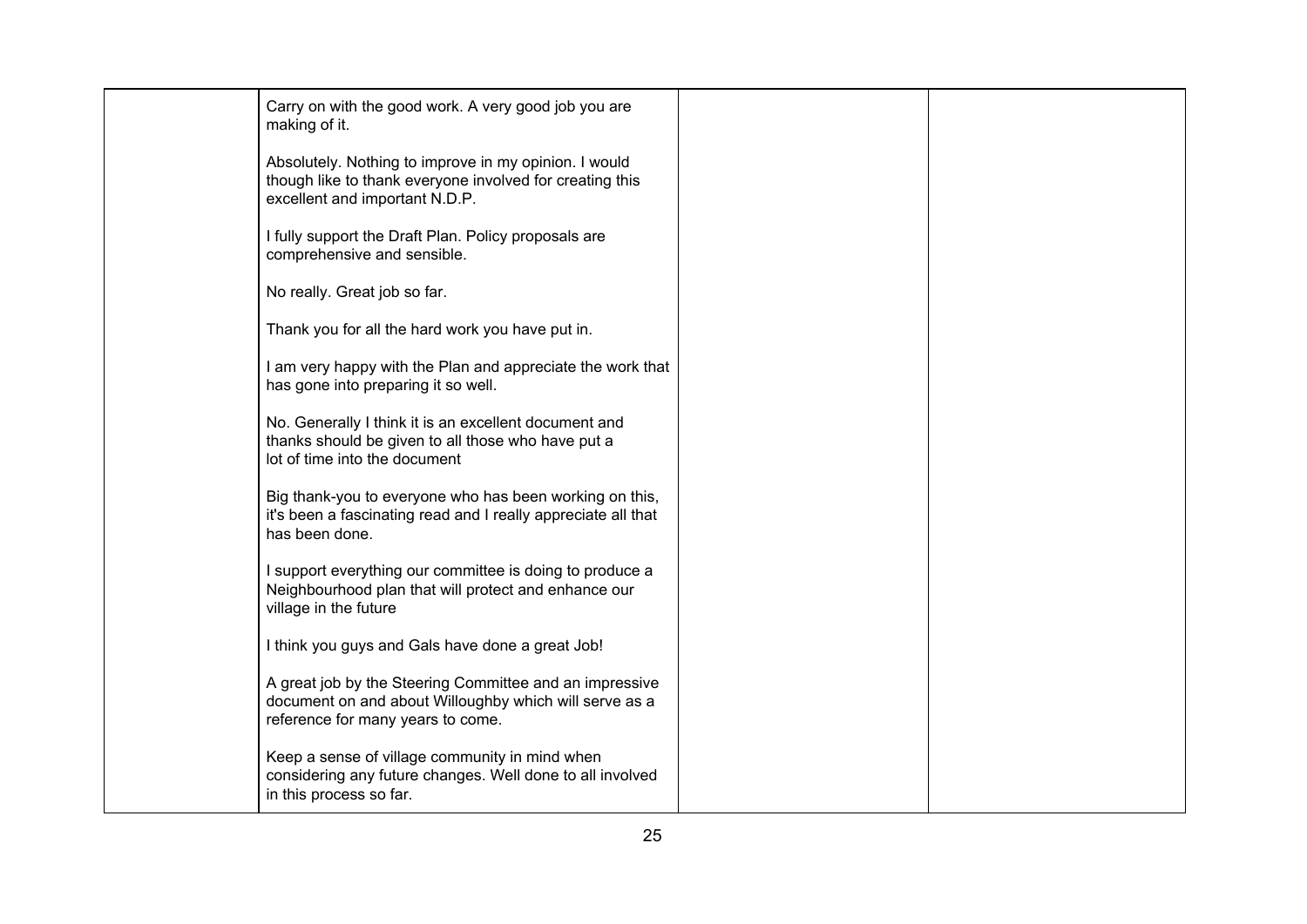| | | | |
|---|---|---|---|
| | Carry on with the good work. A very good job you are making of it.<br><br>Absolutely. Nothing to improve in my opinion. I would though like to thank everyone involved for creating this excellent and important N.D.P.<br><br>I fully support the Draft Plan. Policy proposals are comprehensive and sensible.<br><br>No really. Great job so far.<br><br>Thank you for all the hard work you have put in.<br><br>I am very happy with the Plan and appreciate the work that has gone into preparing it so well.<br><br>No. Generally I think it is an excellent document and thanks should be given to all those who have put a lot of time into the document<br><br>Big thank-you to everyone who has been working on this, it's been a fascinating read and I really appreciate all that has been done.<br><br>I support everything our committee is doing to produce a Neighbourhood plan that will protect and enhance our village in the future<br><br>I think you guys and Gals have done a great Job!<br><br>A great job by the Steering Committee and an impressive document on and about Willoughby which will serve as a reference for many years to come.<br><br>Keep a sense of village community in mind when considering any future changes. Well done to all involved in this process so far. | | |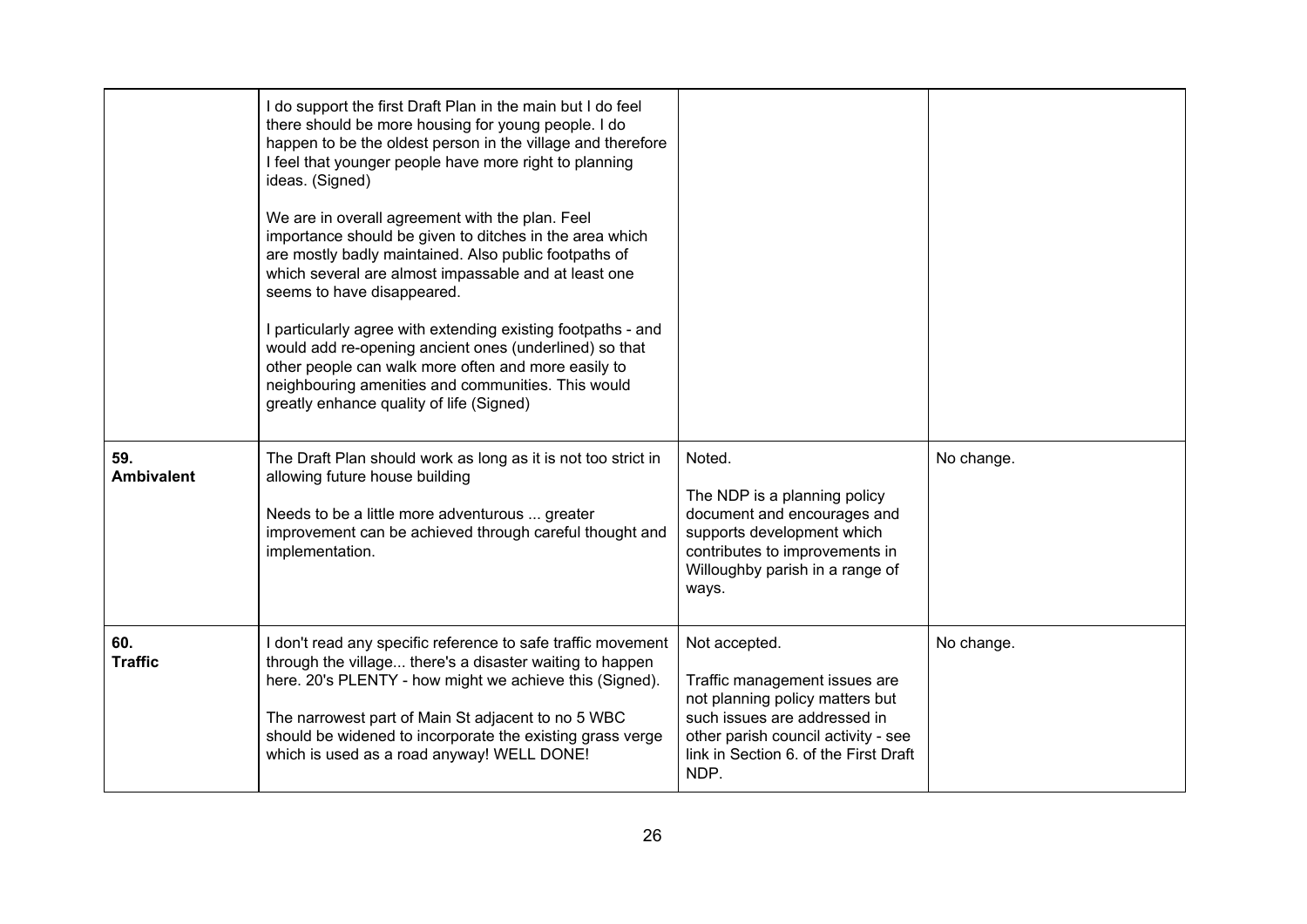| | | | |
|---|---|---|---|
| | I do support the first Draft Plan in the main but I do feel there should be more housing for young people. I do happen to be the oldest person in the village and therefore I feel that younger people have more right to planning ideas. (Signed)<br><br>We are in overall agreement with the plan. Feel importance should be given to ditches in the area which are mostly badly maintained. Also public footpaths of which several are almost impassable and at least one seems to have disappeared.<br><br>I particularly agree with extending existing footpaths - and would add re-opening ancient ones (underlined) so that other people can walk more often and more easily to neighbouring amenities and communities. This would greatly enhance quality of life (Signed) | | |
| **59. Ambivalent** | The Draft Plan should work as long as it is not too strict in allowing future house building<br><br>Needs to be a little more adventurous ... greater improvement can be achieved through careful thought and implementation. | Noted.<br><br>The NDP is a planning policy document and encourages and supports development which contributes to improvements in Willoughby parish in a range of ways. | No change. |
| **60. Traffic** | I don't read any specific reference to safe traffic movement through the village... there's a disaster waiting to happen here. 20's PLENTY - how might we achieve this (Signed).<br><br>The narrowest part of Main St adjacent to no 5 WBC should be widened to incorporate the existing grass verge which is used as a road anyway! WELL DONE! | Not accepted.<br><br>Traffic management issues are not planning policy matters but such issues are addressed in other parish council activity - see link in Section 6. of the First Draft NDP. | No change. |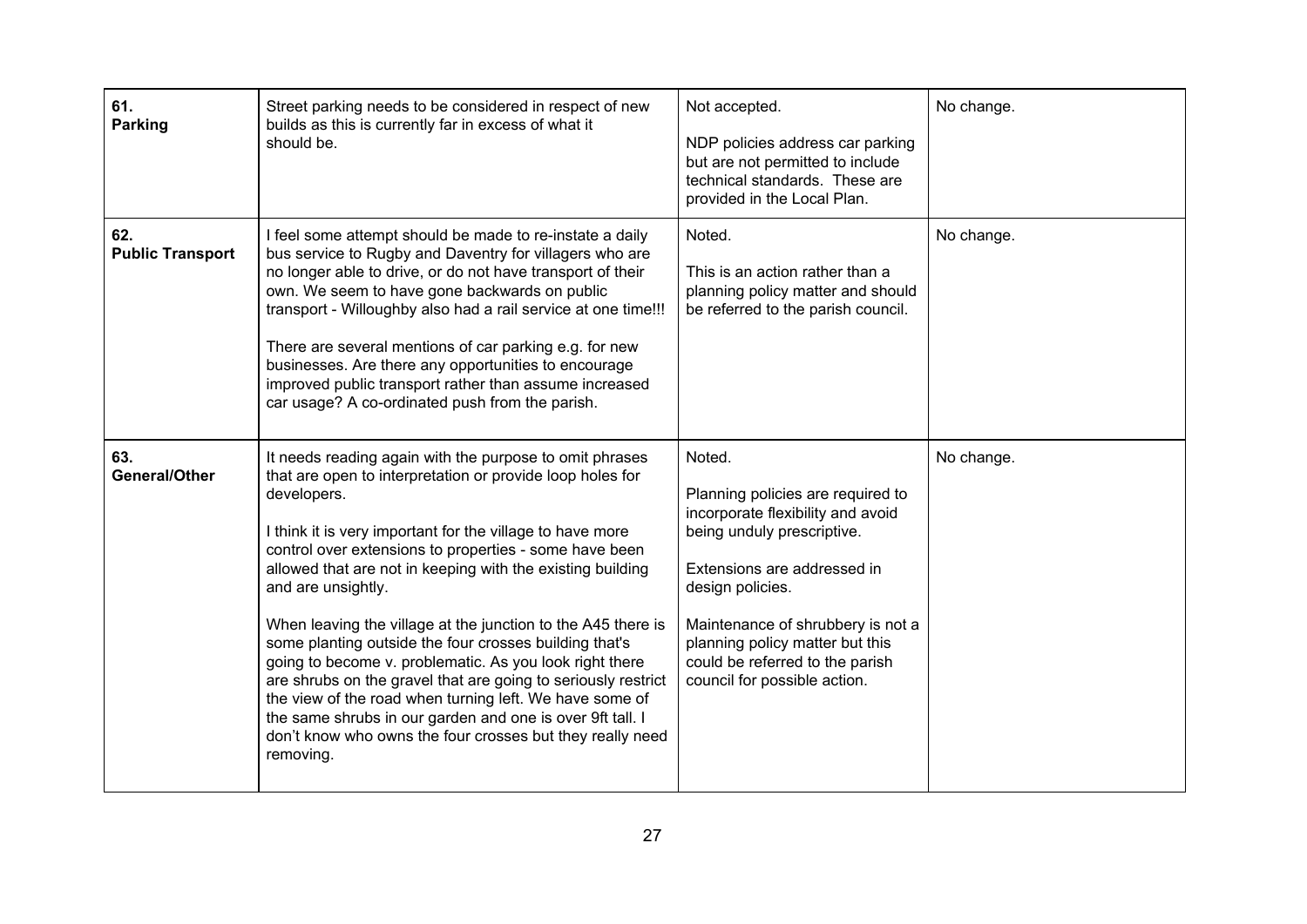| | | | |
|---|---|---|---|
| **61. Parking** | Street parking needs to be considered in respect of new builds as this is currently far in excess of what it should be. | Not accepted.<br><br>NDP policies address car parking but are not permitted to include technical standards. These are provided in the Local Plan. | No change. |
| **62. Public Transport** | I feel some attempt should be made to re-instate a daily bus service to Rugby and Daventry for villagers who are no longer able to drive, or do not have transport of their own. We seem to have gone backwards on public transport - Willoughby also had a rail service at one time!!!<br><br>There are several mentions of car parking e.g. for new businesses. Are there any opportunities to encourage improved public transport rather than assume increased car usage? A co-ordinated push from the parish. | Noted.<br><br>This is an action rather than a planning policy matter and should be referred to the parish council. | No change. |
| **63. General/Other** | It needs reading again with the purpose to omit phrases that are open to interpretation or provide loop holes for developers.<br><br>I think it is very important for the village to have more control over extensions to properties - some have been allowed that are not in keeping with the existing building and are unsightly.<br><br>When leaving the village at the junction to the A45 there is some planting outside the four crosses building that's going to become v. problematic. As you look right there are shrubs on the gravel that are going to seriously restrict the view of the road when turning left. We have some of the same shrubs in our garden and one is over 9ft tall. I don't know who owns the four crosses but they really need removing. | Noted.<br><br>Planning policies are required to incorporate flexibility and avoid being unduly prescriptive.<br><br>Extensions are addressed in design policies.<br><br>Maintenance of shrubbery is not a planning policy matter but this could be referred to the parish council for possible action. | No change. |